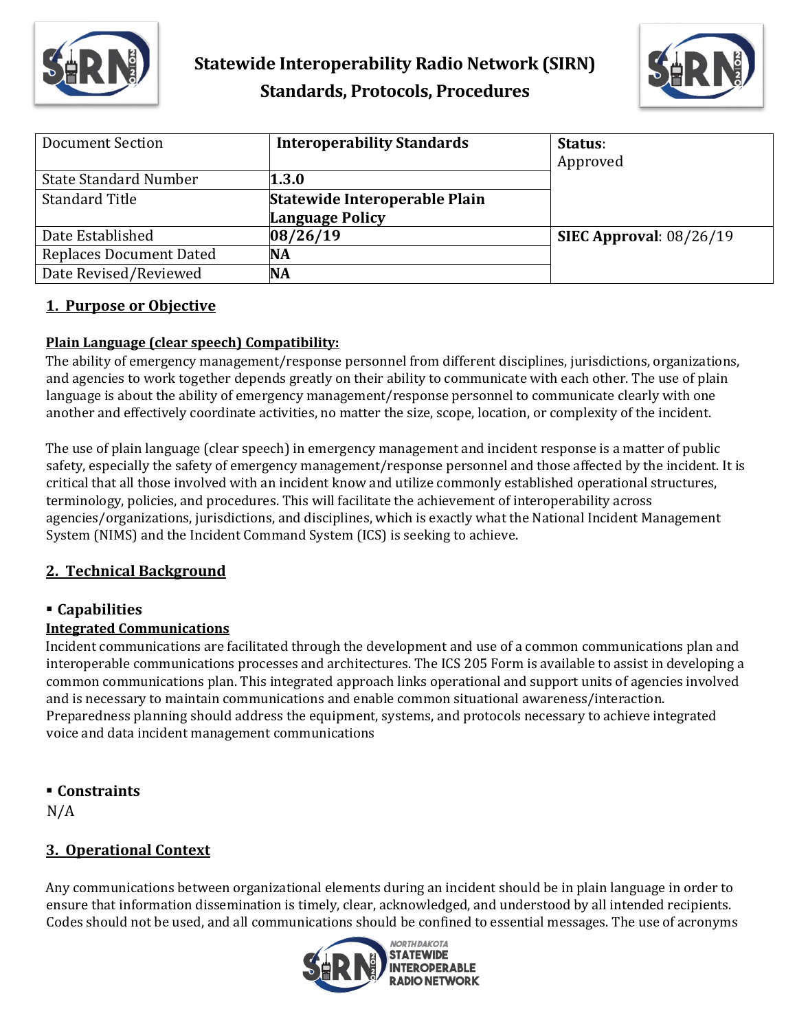# Statewide Interoperability Radio Network (SIRN)
# Standards, Protocols, Procedures

| Document Section | Interoperability Standards | Status: Approved |
|---|---|---|
| State Standard Number | **1.3.0** | |
| Standard Title | **Statewide Interoperable Plain Language Policy** | |
| Date Established | **08/26/19** | **SIEC Approval**: 08/26/19 |
| Replaces Document Dated | **NA** | |
| Date Revised/Reviewed | **NA** | |

## 1. Purpose or Objective

**Plain Language (clear speech) Compatibility:**

The ability of emergency management/response personnel from different disciplines, jurisdictions, organizations, and agencies to work together depends greatly on their ability to communicate with each other. The use of plain language is about the ability of emergency management/response personnel to communicate clearly with one another and effectively coordinate activities, no matter the size, scope, location, or complexity of the incident.

The use of plain language (clear speech) in emergency management and incident response is a matter of public safety, especially the safety of emergency management/response personnel and those affected by the incident. It is critical that all those involved with an incident know and utilize commonly established operational structures, terminology, policies, and procedures. This will facilitate the achievement of interoperability across agencies/organizations, jurisdictions, and disciplines, which is exactly what the National Incident Management System (NIMS) and the Incident Command System (ICS) is seeking to achieve.

## 2. Technical Background

- **Capabilities**

**Integrated Communications**

Incident communications are facilitated through the development and use of a common communications plan and interoperable communications processes and architectures. The ICS 205 Form is available to assist in developing a common communications plan. This integrated approach links operational and support units of agencies involved and is necessary to maintain communications and enable common situational awareness/interaction. Preparedness planning should address the equipment, systems, and protocols necessary to achieve integrated voice and data incident management communications

- **Constraints**

N/A

## 3. Operational Context

Any communications between organizational elements during an incident should be in plain language in order to ensure that information dissemination is timely, clear, acknowledged, and understood by all intended recipients. Codes should not be used, and all communications should be confined to essential messages. The use of acronyms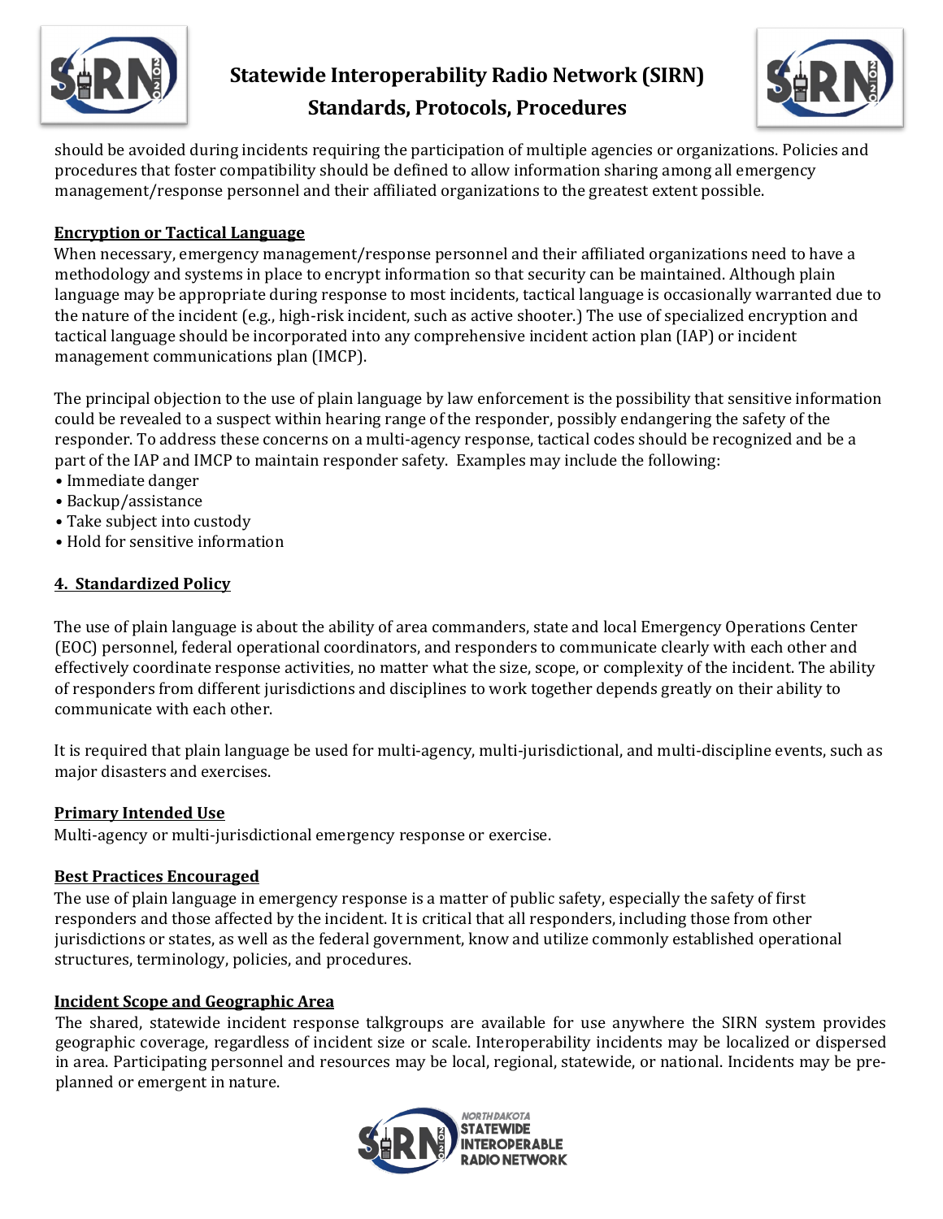should be avoided during incidents requiring the participation of multiple agencies or organizations. Policies and procedures that foster compatibility should be defined to allow information sharing among all emergency management/response personnel and their affiliated organizations to the greatest extent possible.

### Encryption or Tactical Language

When necessary, emergency management/response personnel and their affiliated organizations need to have a methodology and systems in place to encrypt information so that security can be maintained. Although plain language may be appropriate during response to most incidents, tactical language is occasionally warranted due to the nature of the incident (e.g., high-risk incident, such as active shooter.) The use of specialized encryption and tactical language should be incorporated into any comprehensive incident action plan (IAP) or incident management communications plan (IMCP).

The principal objection to the use of plain language by law enforcement is the possibility that sensitive information could be revealed to a suspect within hearing range of the responder, possibly endangering the safety of the responder. To address these concerns on a multi-agency response, tactical codes should be recognized and be a part of the IAP and IMCP to maintain responder safety. Examples may include the following:

- Immediate danger
- Backup/assistance
- Take subject into custody
- Hold for sensitive information

## 4. Standardized Policy

The use of plain language is about the ability of area commanders, state and local Emergency Operations Center (EOC) personnel, federal operational coordinators, and responders to communicate clearly with each other and effectively coordinate response activities, no matter what the size, scope, or complexity of the incident. The ability of responders from different jurisdictions and disciplines to work together depends greatly on their ability to communicate with each other.

It is required that plain language be used for multi-agency, multi-jurisdictional, and multi-discipline events, such as major disasters and exercises.

### Primary Intended Use

Multi-agency or multi-jurisdictional emergency response or exercise.

### Best Practices Encouraged

The use of plain language in emergency response is a matter of public safety, especially the safety of first responders and those affected by the incident. It is critical that all responders, including those from other jurisdictions or states, as well as the federal government, know and utilize commonly established operational structures, terminology, policies, and procedures.

### Incident Scope and Geographic Area

The shared, statewide incident response talkgroups are available for use anywhere the SIRN system provides geographic coverage, regardless of incident size or scale. Interoperability incidents may be localized or dispersed in area. Participating personnel and resources may be local, regional, statewide, or national. Incidents may be pre-planned or emergent in nature.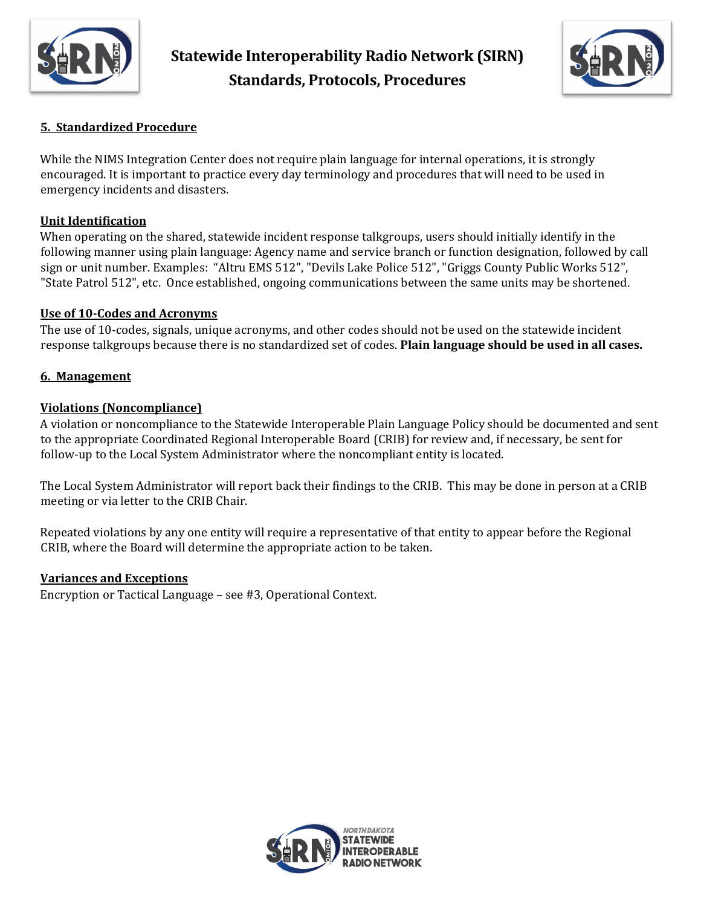## 5. Standardized Procedure

While the NIMS Integration Center does not require plain language for internal operations, it is strongly encouraged. It is important to practice every day terminology and procedures that will need to be used in emergency incidents and disasters.

### Unit Identification

When operating on the shared, statewide incident response talkgroups, users should initially identify in the following manner using plain language: Agency name and service branch or function designation, followed by call sign or unit number. Examples: "Altru EMS 512", "Devils Lake Police 512", "Griggs County Public Works 512", "State Patrol 512", etc. Once established, ongoing communications between the same units may be shortened.

### Use of 10-Codes and Acronyms

The use of 10-codes, signals, unique acronyms, and other codes should not be used on the statewide incident response talkgroups because there is no standardized set of codes. **Plain language should be used in all cases.**

## 6. Management

### Violations (Noncompliance)

A violation or noncompliance to the Statewide Interoperable Plain Language Policy should be documented and sent to the appropriate Coordinated Regional Interoperable Board (CRIB) for review and, if necessary, be sent for follow-up to the Local System Administrator where the noncompliant entity is located.

The Local System Administrator will report back their findings to the CRIB. This may be done in person at a CRIB meeting or via letter to the CRIB Chair.

Repeated violations by any one entity will require a representative of that entity to appear before the Regional CRIB, where the Board will determine the appropriate action to be taken.

### Variances and Exceptions

Encryption or Tactical Language – see #3, Operational Context.